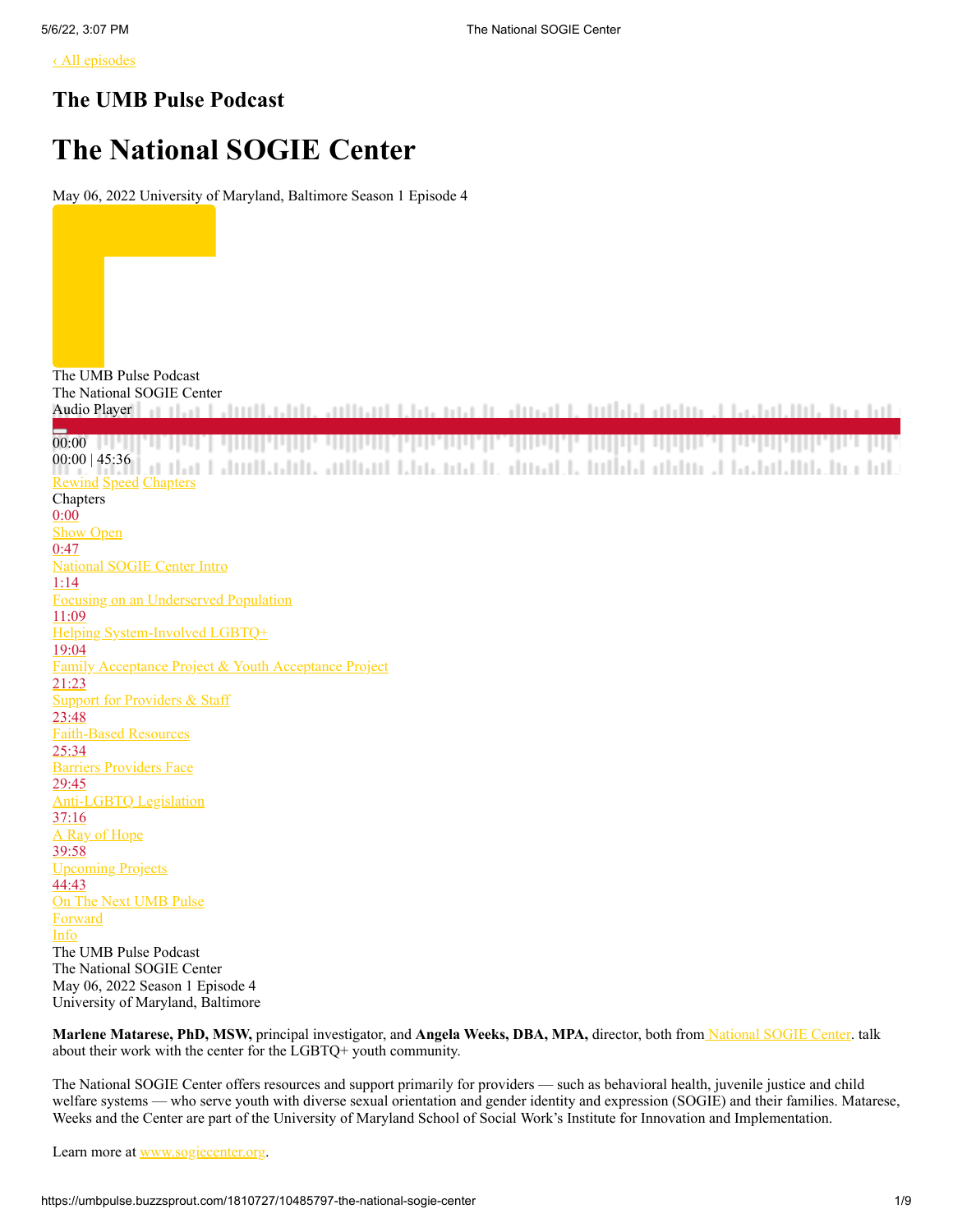[‹ All episodes](#)

## The UMB Pulse Podcast

# The National SOGIE Center

May 06, 2022 University of Maryland, Baltimore Season 1 Episode 4

The UMB Pulse Podcast
The National SOGIE Center
Audio Player

00:00
00:00 | 45:36

Rewind Speed Chapters

Chapters

0:00
Show Open

0:47
National SOGIE Center Intro

1:14
Focusing on an Underserved Population

11:09
Helping System-Involved LGBTQ+

19:04
Family Acceptance Project & Youth Acceptance Project

21:23
Support for Providers & Staff

23:48
Faith-Based Resources

25:34
Barriers Providers Face

29:45
Anti-LGBTQ Legislation

37:16
A Ray of Hope

39:58
Upcoming Projects

44:43
On The Next UMB Pulse

Forward
Info

The UMB Pulse Podcast
The National SOGIE Center
May 06, 2022 Season 1 Episode 4
University of Maryland, Baltimore

**Marlene Matarese, PhD, MSW,** principal investigator, and **Angela Weeks, DBA, MPA,** director, both from National SOGIE Center. talk about their work with the center for the LGBTQ+ youth community.

The National SOGIE Center offers resources and support primarily for providers — such as behavioral health, juvenile justice and child welfare systems — who serve youth with diverse sexual orientation and gender identity and expression (SOGIE) and their families. Matarese, Weeks and the Center are part of the University of Maryland School of Social Work's Institute for Innovation and Implementation.

Learn more at www.sogiecenter.org.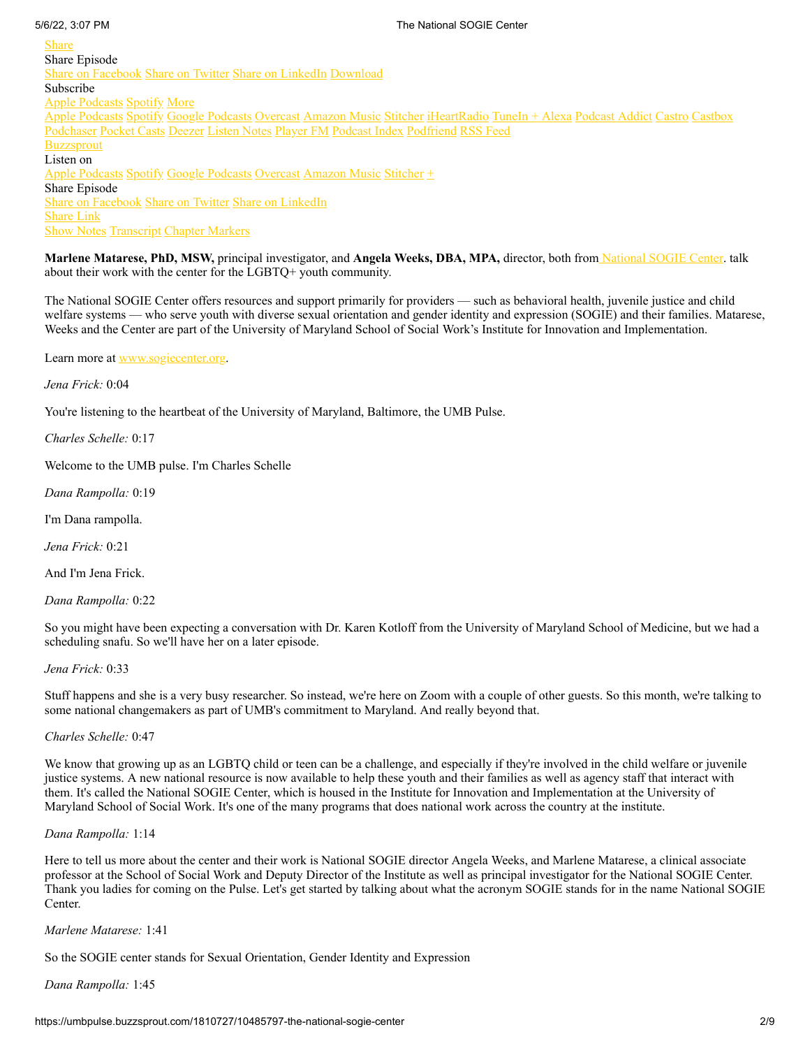Share
Share Episode
Share on Facebook Share on Twitter Share on LinkedIn Download
Subscribe
Apple Podcasts Spotify More
Apple Podcasts Spotify Google Podcasts Overcast Amazon Music Stitcher iHeartRadio TuneIn + Alexa Podcast Addict Castro Castbox Podchaser Pocket Casts Deezer Listen Notes Player FM Podcast Index Podfriend RSS Feed
Buzzsprout
Listen on
Apple Podcasts Spotify Google Podcasts Overcast Amazon Music Stitcher +
Share Episode
Share on Facebook Share on Twitter Share on LinkedIn
Share Link
Show Notes Transcript Chapter Markers

**Marlene Matarese, PhD, MSW,** principal investigator, and **Angela Weeks, DBA, MPA,** director, both from National SOGIE Center. talk about their work with the center for the LGBTQ+ youth community.

The National SOGIE Center offers resources and support primarily for providers — such as behavioral health, juvenile justice and child welfare systems — who serve youth with diverse sexual orientation and gender identity and expression (SOGIE) and their families. Matarese, Weeks and the Center are part of the University of Maryland School of Social Work's Institute for Innovation and Implementation.

Learn more at www.sogiecenter.org.

*Jena Frick:* 0:04

You're listening to the heartbeat of the University of Maryland, Baltimore, the UMB Pulse.

*Charles Schelle:* 0:17

Welcome to the UMB pulse. I'm Charles Schelle

*Dana Rampolla:* 0:19

I'm Dana rampolla.

*Jena Frick:* 0:21

And I'm Jena Frick.

*Dana Rampolla:* 0:22

So you might have been expecting a conversation with Dr. Karen Kotloff from the University of Maryland School of Medicine, but we had a scheduling snafu. So we'll have her on a later episode.

*Jena Frick:* 0:33

Stuff happens and she is a very busy researcher. So instead, we're here on Zoom with a couple of other guests. So this month, we're talking to some national changemakers as part of UMB's commitment to Maryland. And really beyond that.

*Charles Schelle:* 0:47

We know that growing up as an LGBTQ child or teen can be a challenge, and especially if they're involved in the child welfare or juvenile justice systems. A new national resource is now available to help these youth and their families as well as agency staff that interact with them. It's called the National SOGIE Center, which is housed in the Institute for Innovation and Implementation at the University of Maryland School of Social Work. It's one of the many programs that does national work across the country at the institute.

*Dana Rampolla:* 1:14

Here to tell us more about the center and their work is National SOGIE director Angela Weeks, and Marlene Matarese, a clinical associate professor at the School of Social Work and Deputy Director of the Institute as well as principal investigator for the National SOGIE Center. Thank you ladies for coming on the Pulse. Let's get started by talking about what the acronym SOGIE stands for in the name National SOGIE Center.

*Marlene Matarese:* 1:41

So the SOGIE center stands for Sexual Orientation, Gender Identity and Expression

*Dana Rampolla:* 1:45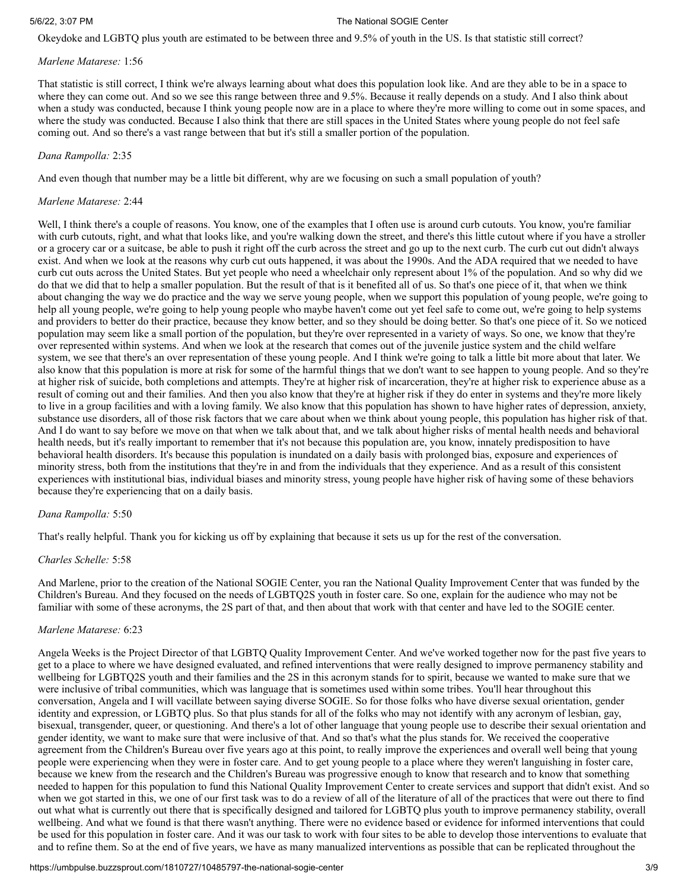Okeydoke and LGBTQ plus youth are estimated to be between three and 9.5% of youth in the US. Is that statistic still correct?

*Marlene Matarese:* 1:56

That statistic is still correct, I think we're always learning about what does this population look like. And are they able to be in a space to where they can come out. And so we see this range between three and 9.5%. Because it really depends on a study. And I also think about when a study was conducted, because I think young people now are in a place to where they're more willing to come out in some spaces, and where the study was conducted. Because I also think that there are still spaces in the United States where young people do not feel safe coming out. And so there's a vast range between that but it's still a smaller portion of the population.

*Dana Rampolla:* 2:35

And even though that number may be a little bit different, why are we focusing on such a small population of youth?

*Marlene Matarese:* 2:44

Well, I think there's a couple of reasons. You know, one of the examples that I often use is around curb cutouts. You know, you're familiar with curb cutouts, right, and what that looks like, and you're walking down the street, and there's this little cutout where if you have a stroller or a grocery car or a suitcase, be able to push it right off the curb across the street and go up to the next curb. The curb cut out didn't always exist. And when we look at the reasons why curb cut outs happened, it was about the 1990s. And the ADA required that we needed to have curb cut outs across the United States. But yet people who need a wheelchair only represent about 1% of the population. And so why did we do that we did that to help a smaller population. But the result of that is it benefited all of us. So that's one piece of it, that when we think about changing the way we do practice and the way we serve young people, when we support this population of young people, we're going to help all young people, we're going to help young people who maybe haven't come out yet feel safe to come out, we're going to help systems and providers to better do their practice, because they know better, and so they should be doing better. So that's one piece of it. So we noticed population may seem like a small portion of the population, but they're over represented in a variety of ways. So one, we know that they're over represented within systems. And when we look at the research that comes out of the juvenile justice system and the child welfare system, we see that there's an over representation of these young people. And I think we're going to talk a little bit more about that later. We also know that this population is more at risk for some of the harmful things that we don't want to see happen to young people. And so they're at higher risk of suicide, both completions and attempts. They're at higher risk of incarceration, they're at higher risk to experience abuse as a result of coming out and their families. And then you also know that they're at higher risk if they do enter in systems and they're more likely to live in a group facilities and with a loving family. We also know that this population has shown to have higher rates of depression, anxiety, substance use disorders, all of those risk factors that we care about when we think about young people, this population has higher risk of that. And I do want to say before we move on that when we talk about that, and we talk about higher risks of mental health needs and behavioral health needs, but it's really important to remember that it's not because this population are, you know, innately predisposition to have behavioral health disorders. It's because this population is inundated on a daily basis with prolonged bias, exposure and experiences of minority stress, both from the institutions that they're in and from the individuals that they experience. And as a result of this consistent experiences with institutional bias, individual biases and minority stress, young people have higher risk of having some of these behaviors because they're experiencing that on a daily basis.

*Dana Rampolla:* 5:50

That's really helpful. Thank you for kicking us off by explaining that because it sets us up for the rest of the conversation.

*Charles Schelle:* 5:58

And Marlene, prior to the creation of the National SOGIE Center, you ran the National Quality Improvement Center that was funded by the Children's Bureau. And they focused on the needs of LGBTQ2S youth in foster care. So one, explain for the audience who may not be familiar with some of these acronyms, the 2S part of that, and then about that work with that center and have led to the SOGIE center.

*Marlene Matarese:* 6:23

Angela Weeks is the Project Director of that LGBTQ Quality Improvement Center. And we've worked together now for the past five years to get to a place to where we have designed evaluated, and refined interventions that were really designed to improve permanency stability and wellbeing for LGBTQ2S youth and their families and the 2S in this acronym stands for to spirit, because we wanted to make sure that we were inclusive of tribal communities, which was language that is sometimes used within some tribes. You'll hear throughout this conversation, Angela and I will vacillate between saying diverse SOGIE. So for those folks who have diverse sexual orientation, gender identity and expression, or LGBTQ plus. So that plus stands for all of the folks who may not identify with any acronym of lesbian, gay, bisexual, transgender, queer, or questioning. And there's a lot of other language that young people use to describe their sexual orientation and gender identity, we want to make sure that were inclusive of that. And so that's what the plus stands for. We received the cooperative agreement from the Children's Bureau over five years ago at this point, to really improve the experiences and overall well being that young people were experiencing when they were in foster care. And to get young people to a place where they weren't languishing in foster care, because we knew from the research and the Children's Bureau was progressive enough to know that research and to know that something needed to happen for this population to fund this National Quality Improvement Center to create services and support that didn't exist. And so when we got started in this, we one of our first task was to do a review of all of the literature of all of the practices that were out there to find out what what is currently out there that is specifically designed and tailored for LGBTQ plus youth to improve permanency stability, overall wellbeing. And what we found is that there wasn't anything. There were no evidence based or evidence for informed interventions that could be used for this population in foster care. And it was our task to work with four sites to be able to develop those interventions to evaluate that and to refine them. So at the end of five years, we have as many manualized interventions as possible that can be replicated throughout the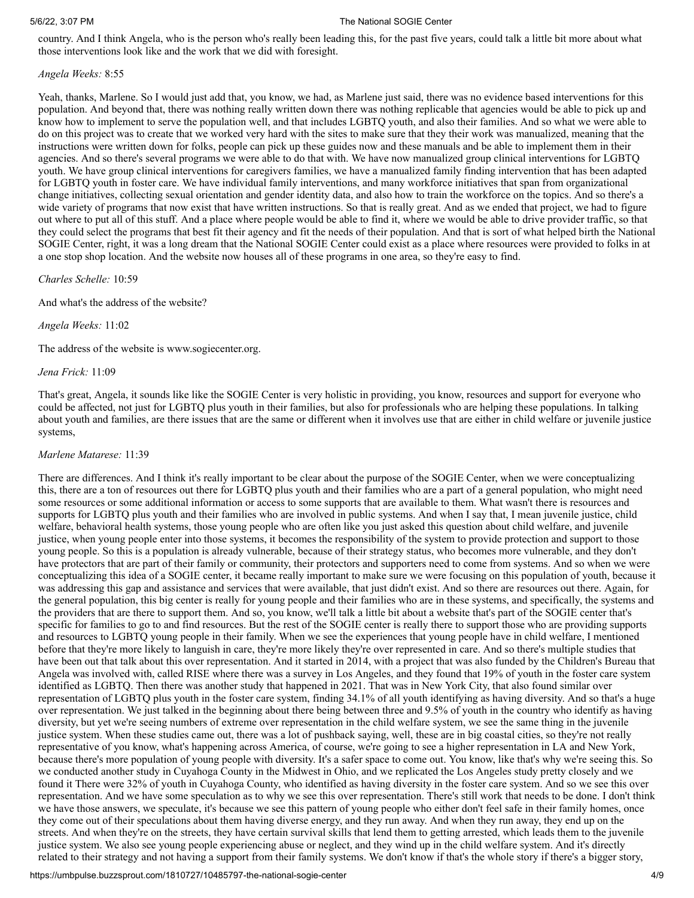country. And I think Angela, who is the person who's really been leading this, for the past five years, could talk a little bit more about what those interventions look like and the work that we did with foresight.

*Angela Weeks:* 8:55

Yeah, thanks, Marlene. So I would just add that, you know, we had, as Marlene just said, there was no evidence based interventions for this population. And beyond that, there was nothing really written down there was nothing replicable that agencies would be able to pick up and know how to implement to serve the population well, and that includes LGBTQ youth, and also their families. And so what we were able to do on this project was to create that we worked very hard with the sites to make sure that they their work was manualized, meaning that the instructions were written down for folks, people can pick up these guides now and these manuals and be able to implement them in their agencies. And so there's several programs we were able to do that with. We have now manualized group clinical interventions for LGBTQ youth. We have group clinical interventions for caregivers families, we have a manualized family finding intervention that has been adapted for LGBTQ youth in foster care. We have individual family interventions, and many workforce initiatives that span from organizational change initiatives, collecting sexual orientation and gender identity data, and also how to train the workforce on the topics. And so there's a wide variety of programs that now exist that have written instructions. So that is really great. And as we ended that project, we had to figure out where to put all of this stuff. And a place where people would be able to find it, where we would be able to drive provider traffic, so that they could select the programs that best fit their agency and fit the needs of their population. And that is sort of what helped birth the National SOGIE Center, right, it was a long dream that the National SOGIE Center could exist as a place where resources were provided to folks in at a one stop shop location. And the website now houses all of these programs in one area, so they're easy to find.

*Charles Schelle:* 10:59

And what's the address of the website?

*Angela Weeks:* 11:02

The address of the website is www.sogiecenter.org.

*Jena Frick:* 11:09

That's great, Angela, it sounds like like the SOGIE Center is very holistic in providing, you know, resources and support for everyone who could be affected, not just for LGBTQ plus youth in their families, but also for professionals who are helping these populations. In talking about youth and families, are there issues that are the same or different when it involves use that are either in child welfare or juvenile justice systems,

*Marlene Matarese:* 11:39

There are differences. And I think it's really important to be clear about the purpose of the SOGIE Center, when we were conceptualizing this, there are a ton of resources out there for LGBTQ plus youth and their families who are a part of a general population, who might need some resources or some additional information or access to some supports that are available to them. What wasn't there is resources and supports for LGBTQ plus youth and their families who are involved in public systems. And when I say that, I mean juvenile justice, child welfare, behavioral health systems, those young people who are often like you just asked this question about child welfare, and juvenile justice, when young people enter into those systems, it becomes the responsibility of the system to provide protection and support to those young people. So this is a population is already vulnerable, because of their strategy status, who becomes more vulnerable, and they don't have protectors that are part of their family or community, their protectors and supporters need to come from systems. And so when we were conceptualizing this idea of a SOGIE center, it became really important to make sure we were focusing on this population of youth, because it was addressing this gap and assistance and services that were available, that just didn't exist. And so there are resources out there. Again, for the general population, this big center is really for young people and their families who are in these systems, and specifically, the systems and the providers that are there to support them. And so, you know, we'll talk a little bit about a website that's part of the SOGIE center that's specific for families to go to and find resources. But the rest of the SOGIE center is really there to support those who are providing supports and resources to LGBTQ young people in their family. When we see the experiences that young people have in child welfare, I mentioned before that they're more likely to languish in care, they're more likely they're over represented in care. And so there's multiple studies that have been out that talk about this over representation. And it started in 2014, with a project that was also funded by the Children's Bureau that Angela was involved with, called RISE where there was a survey in Los Angeles, and they found that 19% of youth in the foster care system identified as LGBTQ. Then there was another study that happened in 2021. That was in New York City, that also found similar over representation of LGBTQ plus youth in the foster care system, finding 34.1% of all youth identifying as having diversity. And so that's a huge over representation. We just talked in the beginning about there being between three and 9.5% of youth in the country who identify as having diversity, but yet we're seeing numbers of extreme over representation in the child welfare system, we see the same thing in the juvenile justice system. When these studies came out, there was a lot of pushback saying, well, these are in big coastal cities, so they're not really representative of you know, what's happening across America, of course, we're going to see a higher representation in LA and New York, because there's more population of young people with diversity. It's a safer space to come out. You know, like that's why we're seeing this. So we conducted another study in Cuyahoga County in the Midwest in Ohio, and we replicated the Los Angeles study pretty closely and we found it There were 32% of youth in Cuyahoga County, who identified as having diversity in the foster care system. And so we see this over representation. And we have some speculation as to why we see this over representation. There's still work that needs to be done. I don't think we have those answers, we speculate, it's because we see this pattern of young people who either don't feel safe in their family homes, once they come out of their speculations about them having diverse energy, and they run away. And when they run away, they end up on the streets. And when they're on the streets, they have certain survival skills that lend them to getting arrested, which leads them to the juvenile justice system. We also see young people experiencing abuse or neglect, and they wind up in the child welfare system. And it's directly related to their strategy and not having a support from their family systems. We don't know if that's the whole story if there's a bigger story,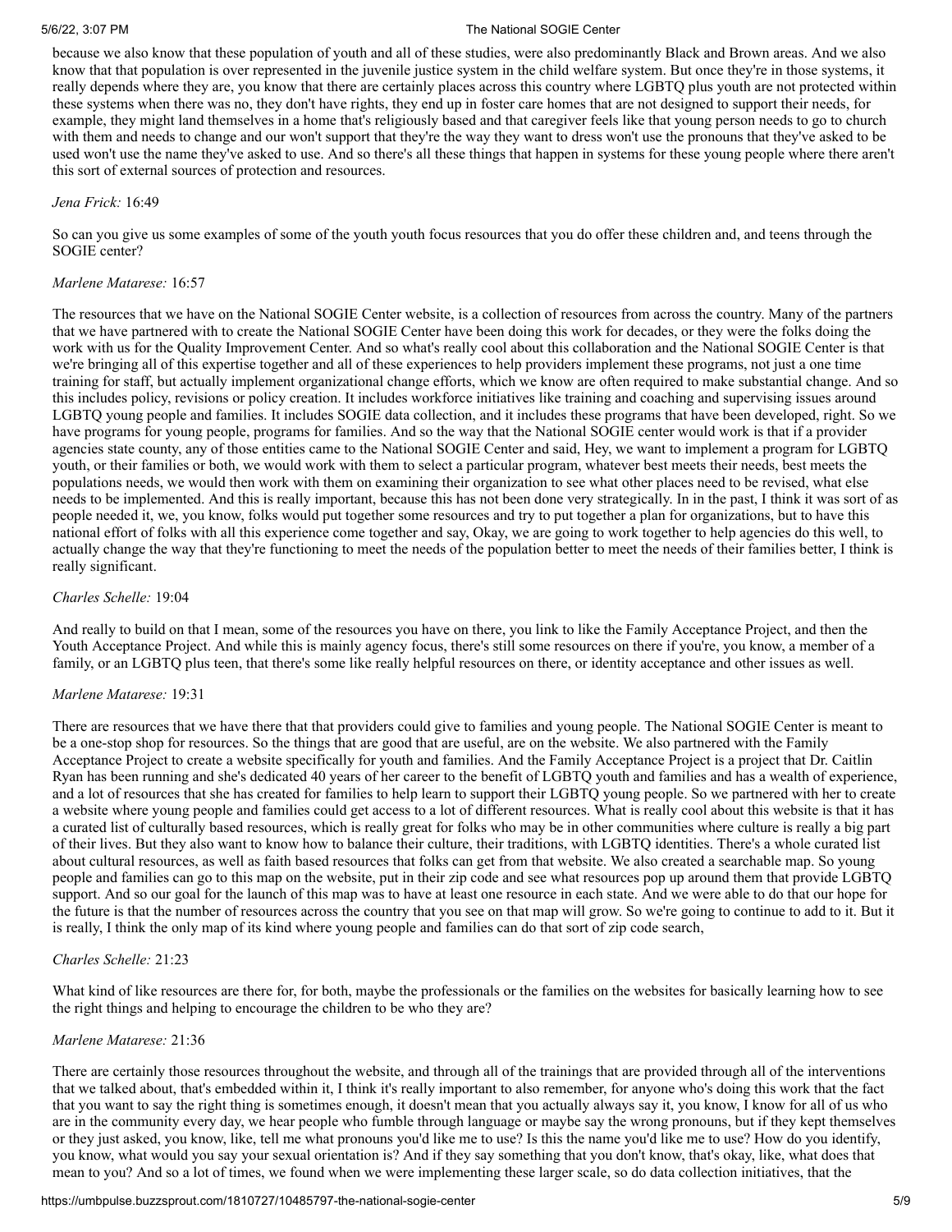because we also know that these population of youth and all of these studies, were also predominantly Black and Brown areas. And we also know that that population is over represented in the juvenile justice system in the child welfare system. But once they're in those systems, it really depends where they are, you know that there are certainly places across this country where LGBTQ plus youth are not protected within these systems when there was no, they don't have rights, they end up in foster care homes that are not designed to support their needs, for example, they might land themselves in a home that's religiously based and that caregiver feels like that young person needs to go to church with them and needs to change and our won't support that they're the way they want to dress won't use the pronouns that they've asked to be used won't use the name they've asked to use. And so there's all these things that happen in systems for these young people where there aren't this sort of external sources of protection and resources.

*Jena Frick:* 16:49

So can you give us some examples of some of the youth youth focus resources that you do offer these children and, and teens through the SOGIE center?

*Marlene Matarese:* 16:57

The resources that we have on the National SOGIE Center website, is a collection of resources from across the country. Many of the partners that we have partnered with to create the National SOGIE Center have been doing this work for decades, or they were the folks doing the work with us for the Quality Improvement Center. And so what's really cool about this collaboration and the National SOGIE Center is that we're bringing all of this expertise together and all of these experiences to help providers implement these programs, not just a one time training for staff, but actually implement organizational change efforts, which we know are often required to make substantial change. And so this includes policy, revisions or policy creation. It includes workforce initiatives like training and coaching and supervising issues around LGBTQ young people and families. It includes SOGIE data collection, and it includes these programs that have been developed, right. So we have programs for young people, programs for families. And so the way that the National SOGIE center would work is that if a provider agencies state county, any of those entities came to the National SOGIE Center and said, Hey, we want to implement a program for LGBTQ youth, or their families or both, we would work with them to select a particular program, whatever best meets their needs, best meets the populations needs, we would then work with them on examining their organization to see what other places need to be revised, what else needs to be implemented. And this is really important, because this has not been done very strategically. In in the past, I think it was sort of as people needed it, we, you know, folks would put together some resources and try to put together a plan for organizations, but to have this national effort of folks with all this experience come together and say, Okay, we are going to work together to help agencies do this well, to actually change the way that they're functioning to meet the needs of the population better to meet the needs of their families better, I think is really significant.

*Charles Schelle:* 19:04

And really to build on that I mean, some of the resources you have on there, you link to like the Family Acceptance Project, and then the Youth Acceptance Project. And while this is mainly agency focus, there's still some resources on there if you're, you know, a member of a family, or an LGBTQ plus teen, that there's some like really helpful resources on there, or identity acceptance and other issues as well.

*Marlene Matarese:* 19:31

There are resources that we have there that that providers could give to families and young people. The National SOGIE Center is meant to be a one-stop shop for resources. So the things that are good that are useful, are on the website. We also partnered with the Family Acceptance Project to create a website specifically for youth and families. And the Family Acceptance Project is a project that Dr. Caitlin Ryan has been running and she's dedicated 40 years of her career to the benefit of LGBTQ youth and families and has a wealth of experience, and a lot of resources that she has created for families to help learn to support their LGBTQ young people. So we partnered with her to create a website where young people and families could get access to a lot of different resources. What is really cool about this website is that it has a curated list of culturally based resources, which is really great for folks who may be in other communities where culture is really a big part of their lives. But they also want to know how to balance their culture, their traditions, with LGBTQ identities. There's a whole curated list about cultural resources, as well as faith based resources that folks can get from that website. We also created a searchable map. So young people and families can go to this map on the website, put in their zip code and see what resources pop up around them that provide LGBTQ support. And so our goal for the launch of this map was to have at least one resource in each state. And we were able to do that our hope for the future is that the number of resources across the country that you see on that map will grow. So we're going to continue to add to it. But it is really, I think the only map of its kind where young people and families can do that sort of zip code search,

*Charles Schelle:* 21:23

What kind of like resources are there for, for both, maybe the professionals or the families on the websites for basically learning how to see the right things and helping to encourage the children to be who they are?

*Marlene Matarese:* 21:36

There are certainly those resources throughout the website, and through all of the trainings that are provided through all of the interventions that we talked about, that's embedded within it, I think it's really important to also remember, for anyone who's doing this work that the fact that you want to say the right thing is sometimes enough, it doesn't mean that you actually always say it, you know, I know for all of us who are in the community every day, we hear people who fumble through language or maybe say the wrong pronouns, but if they kept themselves or they just asked, you know, like, tell me what pronouns you'd like me to use? Is this the name you'd like me to use? How do you identify, you know, what would you say your sexual orientation is? And if they say something that you don't know, that's okay, like, what does that mean to you? And so a lot of times, we found when we were implementing these larger scale, so do data collection initiatives, that the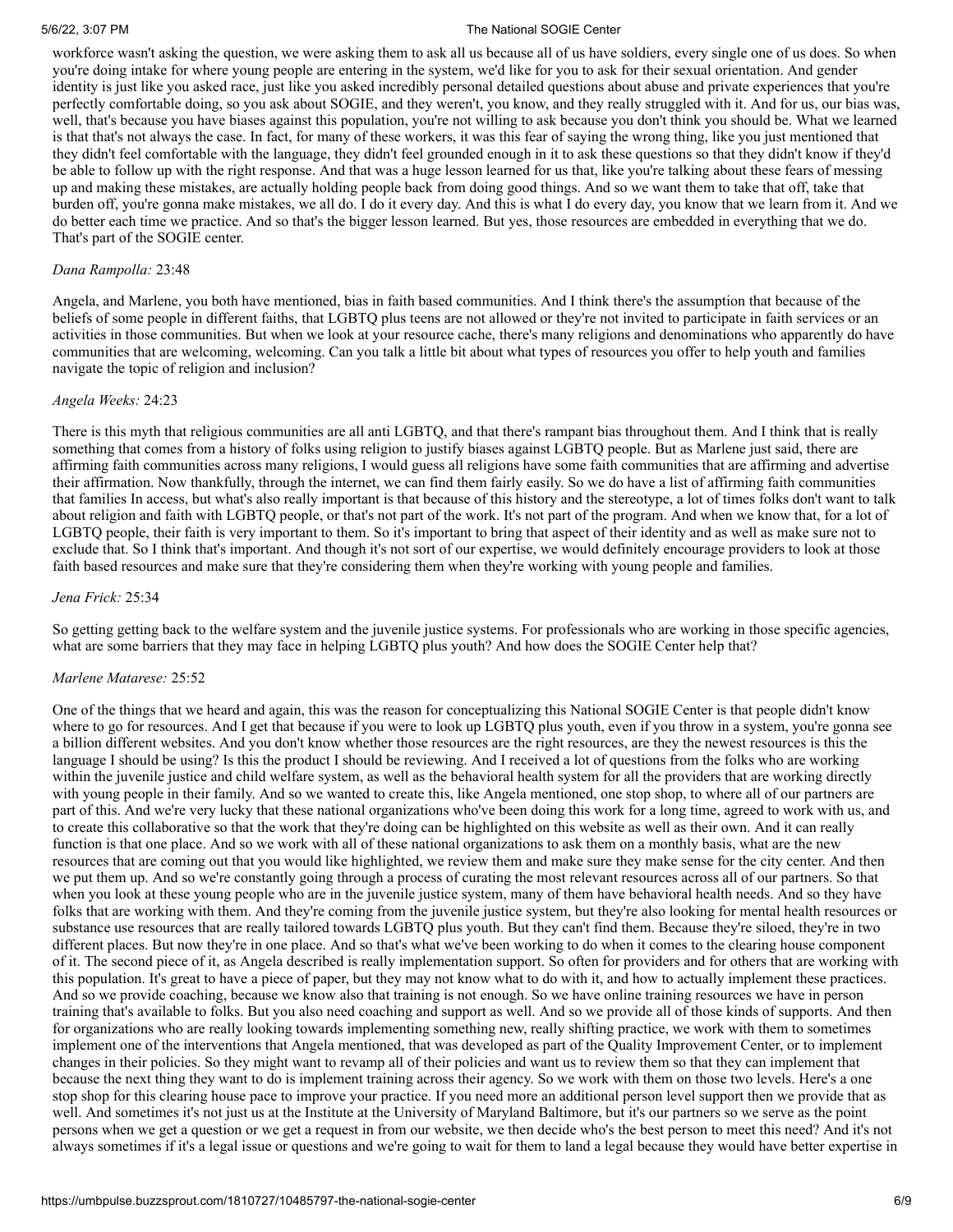workforce wasn't asking the question, we were asking them to ask all us because all of us have soldiers, every single one of us does. So when you're doing intake for where young people are entering in the system, we'd like for you to ask for their sexual orientation. And gender identity is just like you asked race, just like you asked incredibly personal detailed questions about abuse and private experiences that you're perfectly comfortable doing, so you ask about SOGIE, and they weren't, you know, and they really struggled with it. And for us, our bias was, well, that's because you have biases against this population, you're not willing to ask because you don't think you should be. What we learned is that that's not always the case. In fact, for many of these workers, it was this fear of saying the wrong thing, like you just mentioned that they didn't feel comfortable with the language, they didn't feel grounded enough in it to ask these questions so that they didn't know if they'd be able to follow up with the right response. And that was a huge lesson learned for us that, like you're talking about these fears of messing up and making these mistakes, are actually holding people back from doing good things. And so we want them to take that off, take that burden off, you're gonna make mistakes, we all do. I do it every day. And this is what I do every day, you know that we learn from it. And we do better each time we practice. And so that's the bigger lesson learned. But yes, those resources are embedded in everything that we do. That's part of the SOGIE center.

*Dana Rampolla:* 23:48

Angela, and Marlene, you both have mentioned, bias in faith based communities. And I think there's the assumption that because of the beliefs of some people in different faiths, that LGBTQ plus teens are not allowed or they're not invited to participate in faith services or an activities in those communities. But when we look at your resource cache, there's many religions and denominations who apparently do have communities that are welcoming, welcoming. Can you talk a little bit about what types of resources you offer to help youth and families navigate the topic of religion and inclusion?

*Angela Weeks:* 24:23

There is this myth that religious communities are all anti LGBTQ, and that there's rampant bias throughout them. And I think that is really something that comes from a history of folks using religion to justify biases against LGBTQ people. But as Marlene just said, there are affirming faith communities across many religions, I would guess all religions have some faith communities that are affirming and advertise their affirmation. Now thankfully, through the internet, we can find them fairly easily. So we do have a list of affirming faith communities that families In access, but what's also really important is that because of this history and the stereotype, a lot of times folks don't want to talk about religion and faith with LGBTQ people, or that's not part of the work. It's not part of the program. And when we know that, for a lot of LGBTQ people, their faith is very important to them. So it's important to bring that aspect of their identity and as well as make sure not to exclude that. So I think that's important. And though it's not sort of our expertise, we would definitely encourage providers to look at those faith based resources and make sure that they're considering them when they're working with young people and families.

*Jena Frick:* 25:34

So getting getting back to the welfare system and the juvenile justice systems. For professionals who are working in those specific agencies, what are some barriers that they may face in helping LGBTQ plus youth? And how does the SOGIE Center help that?

*Marlene Matarese:* 25:52

One of the things that we heard and again, this was the reason for conceptualizing this National SOGIE Center is that people didn't know where to go for resources. And I get that because if you were to look up LGBTQ plus youth, even if you throw in a system, you're gonna see a billion different websites. And you don't know whether those resources are the right resources, are they the newest resources is this the language I should be using? Is this the product I should be reviewing. And I received a lot of questions from the folks who are working within the juvenile justice and child welfare system, as well as the behavioral health system for all the providers that are working directly with young people in their family. And so we wanted to create this, like Angela mentioned, one stop shop, to where all of our partners are part of this. And we're very lucky that these national organizations who've been doing this work for a long time, agreed to work with us, and to create this collaborative so that the work that they're doing can be highlighted on this website as well as their own. And it can really function is that one place. And so we work with all of these national organizations to ask them on a monthly basis, what are the new resources that are coming out that you would like highlighted, we review them and make sure they make sense for the city center. And then we put them up. And so we're constantly going through a process of curating the most relevant resources across all of our partners. So that when you look at these young people who are in the juvenile justice system, many of them have behavioral health needs. And so they have folks that are working with them. And they're coming from the juvenile justice system, but they're also looking for mental health resources or substance use resources that are really tailored towards LGBTQ plus youth. But they can't find them. Because they're siloed, they're in two different places. But now they're in one place. And so that's what we've been working to do when it comes to the clearing house component of it. The second piece of it, as Angela described is really implementation support. So often for providers and for others that are working with this population. It's great to have a piece of paper, but they may not know what to do with it, and how to actually implement these practices. And so we provide coaching, because we know also that training is not enough. So we have online training resources we have in person training that's available to folks. But you also need coaching and support as well. And so we provide all of those kinds of supports. And then for organizations who are really looking towards implementing something new, really shifting practice, we work with them to sometimes implement one of the interventions that Angela mentioned, that was developed as part of the Quality Improvement Center, or to implement changes in their policies. So they might want to revamp all of their policies and want us to review them so that they can implement that because the next thing they want to do is implement training across their agency. So we work with them on those two levels. Here's a one stop shop for this clearing house pace to improve your practice. If you need more an additional person level support then we provide that as well. And sometimes it's not just us at the Institute at the University of Maryland Baltimore, but it's our partners so we serve as the point persons when we get a question or we get a request in from our website, we then decide who's the best person to meet this need? And it's not always sometimes if it's a legal issue or questions and we're going to wait for them to land a legal because they would have better expertise in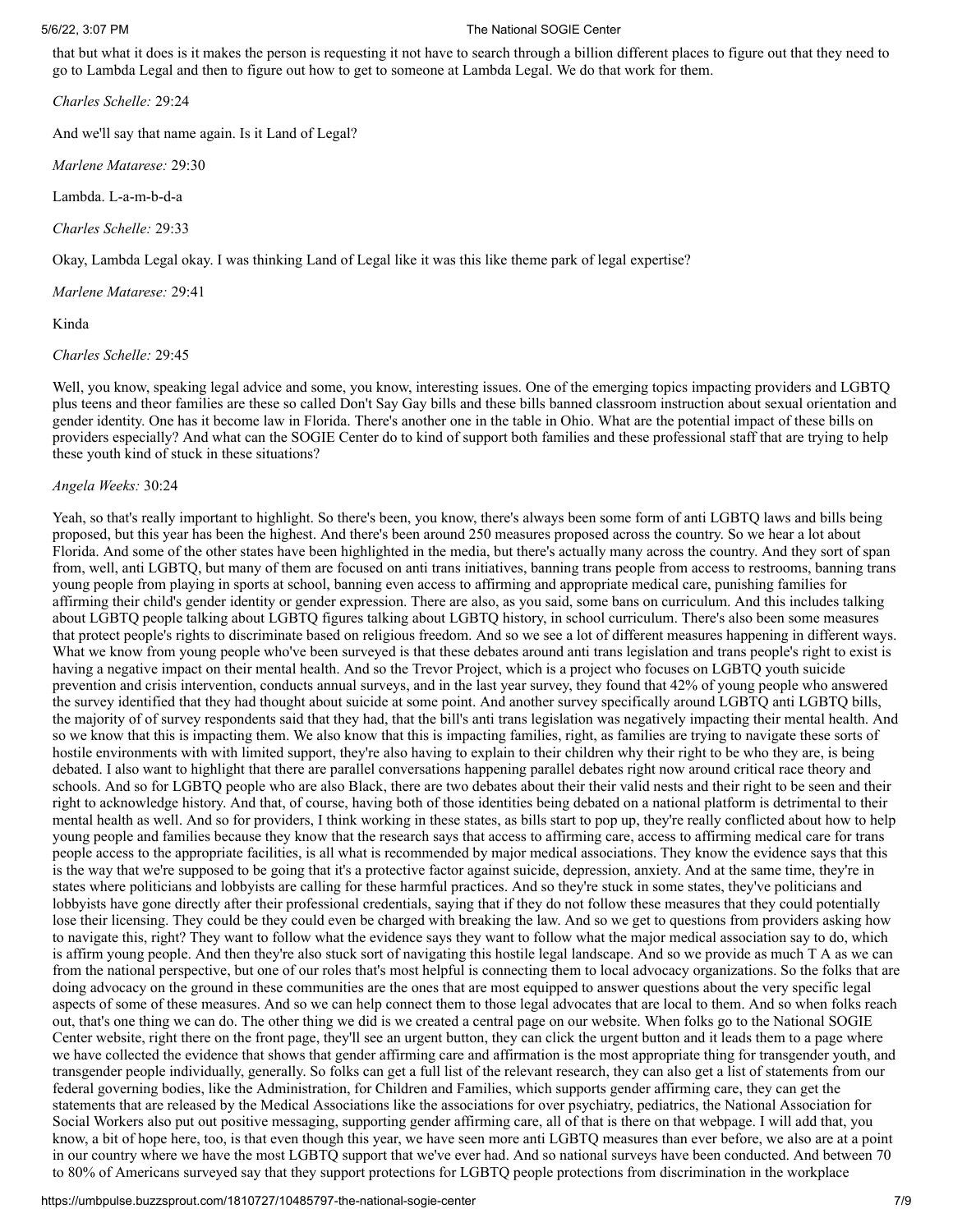that but what it does is it makes the person is requesting it not have to search through a billion different places to figure out that they need to go to Lambda Legal and then to figure out how to get to someone at Lambda Legal. We do that work for them.

*Charles Schelle:* 29:24

And we'll say that name again. Is it Land of Legal?

*Marlene Matarese:* 29:30

Lambda. L-a-m-b-d-a

*Charles Schelle:* 29:33

Okay, Lambda Legal okay. I was thinking Land of Legal like it was this like theme park of legal expertise?

*Marlene Matarese:* 29:41

Kinda

*Charles Schelle:* 29:45

Well, you know, speaking legal advice and some, you know, interesting issues. One of the emerging topics impacting providers and LGBTQ plus teens and theor families are these so called Don't Say Gay bills and these bills banned classroom instruction about sexual orientation and gender identity. One has it become law in Florida. There's another one in the table in Ohio. What are the potential impact of these bills on providers especially? And what can the SOGIE Center do to kind of support both families and these professional staff that are trying to help these youth kind of stuck in these situations?

*Angela Weeks:* 30:24

Yeah, so that's really important to highlight. So there's been, you know, there's always been some form of anti LGBTQ laws and bills being proposed, but this year has been the highest. And there's been around 250 measures proposed across the country. So we hear a lot about Florida. And some of the other states have been highlighted in the media, but there's actually many across the country. And they sort of span from, well, anti LGBTQ, but many of them are focused on anti trans initiatives, banning trans people from access to restrooms, banning trans young people from playing in sports at school, banning even access to affirming and appropriate medical care, punishing families for affirming their child's gender identity or gender expression. There are also, as you said, some bans on curriculum. And this includes talking about LGBTQ people talking about LGBTQ figures talking about LGBTQ history, in school curriculum. There's also been some measures that protect people's rights to discriminate based on religious freedom. And so we see a lot of different measures happening in different ways. What we know from young people who've been surveyed is that these debates around anti trans legislation and trans people's right to exist is having a negative impact on their mental health. And so the Trevor Project, which is a project who focuses on LGBTQ youth suicide prevention and crisis intervention, conducts annual surveys, and in the last year survey, they found that 42% of young people who answered the survey identified that they had thought about suicide at some point. And another survey specifically around LGBTQ anti LGBTQ bills, the majority of of survey respondents said that they had, that the bill's anti trans legislation was negatively impacting their mental health. And so we know that this is impacting them. We also know that this is impacting families, right, as families are trying to navigate these sorts of hostile environments with with limited support, they're also having to explain to their children why their right to be who they are, is being debated. I also want to highlight that there are parallel conversations happening parallel debates right now around critical race theory and schools. And so for LGBTQ people who are also Black, there are two debates about their their valid nests and their right to be seen and their right to acknowledge history. And that, of course, having both of those identities being debated on a national platform is detrimental to their mental health as well. And so for providers, I think working in these states, as bills start to pop up, they're really conflicted about how to help young people and families because they know that the research says that access to affirming care, access to affirming medical care for trans people access to the appropriate facilities, is all what is recommended by major medical associations. They know the evidence says that this is the way that we're supposed to be going that it's a protective factor against suicide, depression, anxiety. And at the same time, they're in states where politicians and lobbyists are calling for these harmful practices. And so they're stuck in some states, they've politicians and lobbyists have gone directly after their professional credentials, saying that if they do not follow these measures that they could potentially lose their licensing. They could be they could even be charged with breaking the law. And so we get to questions from providers asking how to navigate this, right? They want to follow what the evidence says they want to follow what the major medical association say to do, which is affirm young people. And then they're also stuck sort of navigating this hostile legal landscape. And so we provide as much T A as we can from the national perspective, but one of our roles that's most helpful is connecting them to local advocacy organizations. So the folks that are doing advocacy on the ground in these communities are the ones that are most equipped to answer questions about the very specific legal aspects of some of these measures. And so we can help connect them to those legal advocates that are local to them. And so when folks reach out, that's one thing we can do. The other thing we did is we created a central page on our website. When folks go to the National SOGIE Center website, right there on the front page, they'll see an urgent button, they can click the urgent button and it leads them to a page where we have collected the evidence that shows that gender affirming care and affirmation is the most appropriate thing for transgender youth, and transgender people individually, generally. So folks can get a full list of the relevant research, they can also get a list of statements from our federal governing bodies, like the Administration, for Children and Families, which supports gender affirming care, they can get the statements that are released by the Medical Associations like the associations for over psychiatry, pediatrics, the National Association for Social Workers also put out positive messaging, supporting gender affirming care, all of that is there on that webpage. I will add that, you know, a bit of hope here, too, is that even though this year, we have seen more anti LGBTQ measures than ever before, we also are at a point in our country where we have the most LGBTQ support that we've ever had. And so national surveys have been conducted. And between 70 to 80% of Americans surveyed say that they support protections for LGBTQ people protections from discrimination in the workplace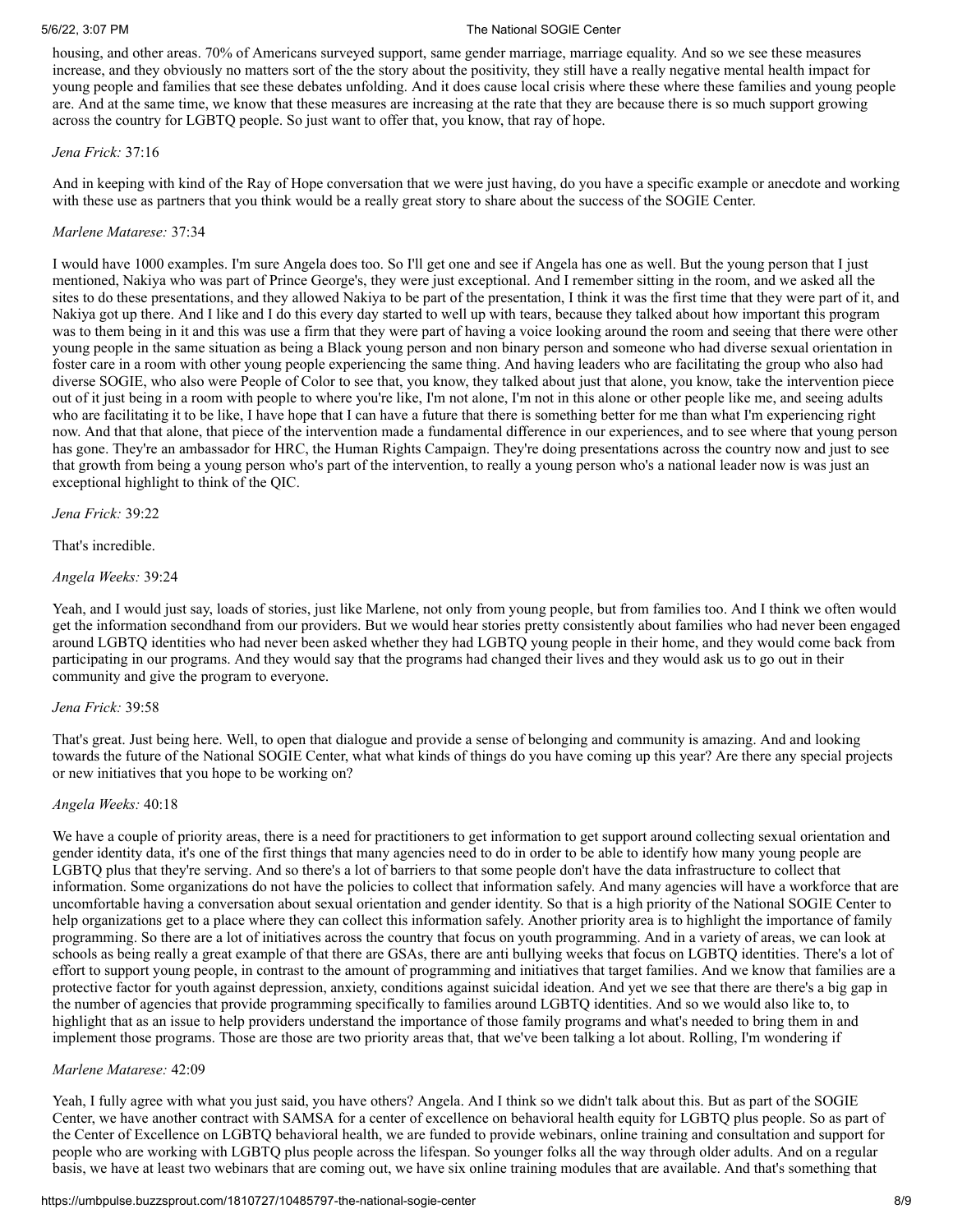housing, and other areas. 70% of Americans surveyed support, same gender marriage, marriage equality. And so we see these measures increase, and they obviously no matters sort of the the story about the positivity, they still have a really negative mental health impact for young people and families that see these debates unfolding. And it does cause local crisis where these where these families and young people are. And at the same time, we know that these measures are increasing at the rate that they are because there is so much support growing across the country for LGBTQ people. So just want to offer that, you know, that ray of hope.

*Jena Frick:* 37:16

And in keeping with kind of the Ray of Hope conversation that we were just having, do you have a specific example or anecdote and working with these use as partners that you think would be a really great story to share about the success of the SOGIE Center.

*Marlene Matarese:* 37:34

I would have 1000 examples. I'm sure Angela does too. So I'll get one and see if Angela has one as well. But the young person that I just mentioned, Nakiya who was part of Prince George's, they were just exceptional. And I remember sitting in the room, and we asked all the sites to do these presentations, and they allowed Nakiya to be part of the presentation, I think it was the first time that they were part of it, and Nakiya got up there. And I like and I do this every day started to well up with tears, because they talked about how important this program was to them being in it and this was use a firm that they were part of having a voice looking around the room and seeing that there were other young people in the same situation as being a Black young person and non binary person and someone who had diverse sexual orientation in foster care in a room with other young people experiencing the same thing. And having leaders who are facilitating the group who also had diverse SOGIE, who also were People of Color to see that, you know, they talked about just that alone, you know, take the intervention piece out of it just being in a room with people to where you're like, I'm not alone, I'm not in this alone or other people like me, and seeing adults who are facilitating it to be like, I have hope that I can have a future that there is something better for me than what I'm experiencing right now. And that that alone, that piece of the intervention made a fundamental difference in our experiences, and to see where that young person has gone. They're an ambassador for HRC, the Human Rights Campaign. They're doing presentations across the country now and just to see that growth from being a young person who's part of the intervention, to really a young person who's a national leader now is was just an exceptional highlight to think of the QIC.

*Jena Frick:* 39:22

That's incredible.

*Angela Weeks:* 39:24

Yeah, and I would just say, loads of stories, just like Marlene, not only from young people, but from families too. And I think we often would get the information secondhand from our providers. But we would hear stories pretty consistently about families who had never been engaged around LGBTQ identities who had never been asked whether they had LGBTQ young people in their home, and they would come back from participating in our programs. And they would say that the programs had changed their lives and they would ask us to go out in their community and give the program to everyone.

*Jena Frick:* 39:58

That's great. Just being here. Well, to open that dialogue and provide a sense of belonging and community is amazing. And and looking towards the future of the National SOGIE Center, what what kinds of things do you have coming up this year? Are there any special projects or new initiatives that you hope to be working on?

*Angela Weeks:* 40:18

We have a couple of priority areas, there is a need for practitioners to get information to get support around collecting sexual orientation and gender identity data, it's one of the first things that many agencies need to do in order to be able to identify how many young people are LGBTQ plus that they're serving. And so there's a lot of barriers to that some people don't have the data infrastructure to collect that information. Some organizations do not have the policies to collect that information safely. And many agencies will have a workforce that are uncomfortable having a conversation about sexual orientation and gender identity. So that is a high priority of the National SOGIE Center to help organizations get to a place where they can collect this information safely. Another priority area is to highlight the importance of family programming. So there are a lot of initiatives across the country that focus on youth programming. And in a variety of areas, we can look at schools as being really a great example of that there are GSAs, there are anti bullying weeks that focus on LGBTQ identities. There's a lot of effort to support young people, in contrast to the amount of programming and initiatives that target families. And we know that families are a protective factor for youth against depression, anxiety, conditions against suicidal ideation. And yet we see that there are there's a big gap in the number of agencies that provide programming specifically to families around LGBTQ identities. And so we would also like to, to highlight that as an issue to help providers understand the importance of those family programs and what's needed to bring them in and implement those programs. Those are those are two priority areas that, that we've been talking a lot about. Rolling, I'm wondering if

*Marlene Matarese:* 42:09

Yeah, I fully agree with what you just said, you have others? Angela. And I think so we didn't talk about this. But as part of the SOGIE Center, we have another contract with SAMSA for a center of excellence on behavioral health equity for LGBTQ plus people. So as part of the Center of Excellence on LGBTQ behavioral health, we are funded to provide webinars, online training and consultation and support for people who are working with LGBTQ plus people across the lifespan. So younger folks all the way through older adults. And on a regular basis, we have at least two webinars that are coming out, we have six online training modules that are available. And that's something that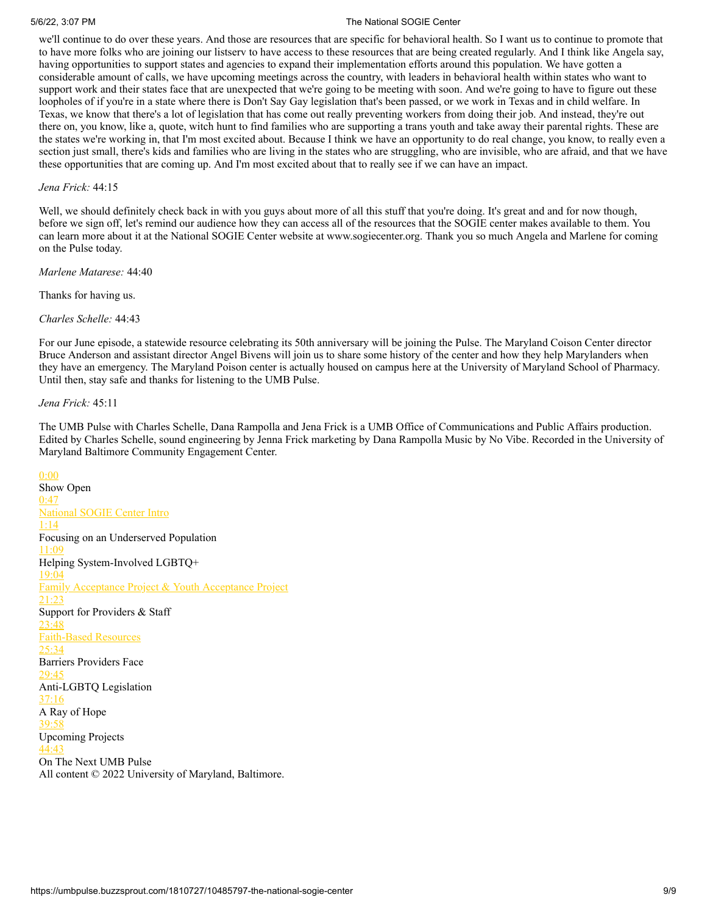we'll continue to do over these years. And those are resources that are specific for behavioral health. So I want us to continue to promote that to have more folks who are joining our listserv to have access to these resources that are being created regularly. And I think like Angela say, having opportunities to support states and agencies to expand their implementation efforts around this population. We have gotten a considerable amount of calls, we have upcoming meetings across the country, with leaders in behavioral health within states who want to support work and their states face that are unexpected that we're going to be meeting with soon. And we're going to have to figure out these loopholes of if you're in a state where there is Don't Say Gay legislation that's been passed, or we work in Texas and in child welfare. In Texas, we know that there's a lot of legislation that has come out really preventing workers from doing their job. And instead, they're out there on, you know, like a, quote, witch hunt to find families who are supporting a trans youth and take away their parental rights. These are the states we're working in, that I'm most excited about. Because I think we have an opportunity to do real change, you know, to really even a section just small, there's kids and families who are living in the states who are struggling, who are invisible, who are afraid, and that we have these opportunities that are coming up. And I'm most excited about that to really see if we can have an impact.

*Jena Frick:* 44:15

Well, we should definitely check back in with you guys about more of all this stuff that you're doing. It's great and and for now though, before we sign off, let's remind our audience how they can access all of the resources that the SOGIE center makes available to them. You can learn more about it at the National SOGIE Center website at www.sogiecenter.org. Thank you so much Angela and Marlene for coming on the Pulse today.

*Marlene Matarese:* 44:40

Thanks for having us.

*Charles Schelle:* 44:43

For our June episode, a statewide resource celebrating its 50th anniversary will be joining the Pulse. The Maryland Coison Center director Bruce Anderson and assistant director Angel Bivens will join us to share some history of the center and how they help Marylanders when they have an emergency. The Maryland Poison center is actually housed on campus here at the University of Maryland School of Pharmacy. Until then, stay safe and thanks for listening to the UMB Pulse.

*Jena Frick:* 45:11

The UMB Pulse with Charles Schelle, Dana Rampolla and Jena Frick is a UMB Office of Communications and Public Affairs production. Edited by Charles Schelle, sound engineering by Jenna Frick marketing by Dana Rampolla Music by No Vibe. Recorded in the University of Maryland Baltimore Community Engagement Center.

0:00
Show Open
0:47
National SOGIE Center Intro
1:14
Focusing on an Underserved Population
11:09
Helping System-Involved LGBTQ+
19:04
Family Acceptance Project & Youth Acceptance Project
21:23
Support for Providers & Staff
23:48
Faith-Based Resources
25:34
Barriers Providers Face
29:45
Anti-LGBTQ Legislation
37:16
A Ray of Hope
39:58
Upcoming Projects
44:43
On The Next UMB Pulse

All content © 2022 University of Maryland, Baltimore.